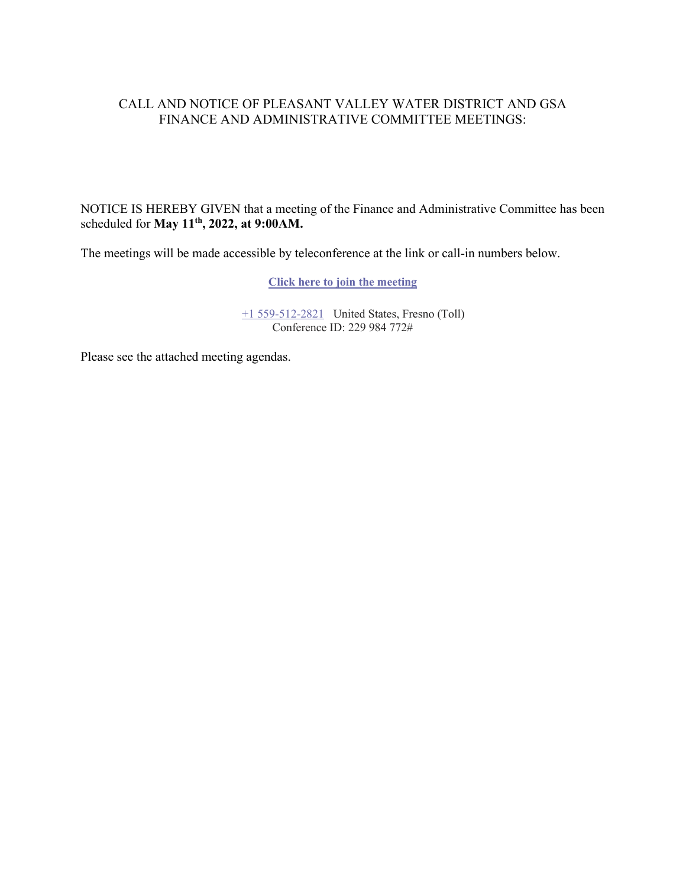# CALL AND NOTICE OF PLEASANT VALLEY WATER DISTRICT AND GSA FINANCE AND ADMINISTRATIVE COMMITTEE MEETINGS:

NOTICE IS HEREBY GIVEN that a meeting of the Finance and Administrative Committee has been scheduled for **May 11th, 2022, at 9:00AM.**

The meetings will be made accessible by teleconference at the link or call-in numbers below.

**Click here to join the meeting**

+1 559-512-2821 United States, Fresno (Toll)
Conference ID: 229 984 772#

Please see the attached meeting agendas.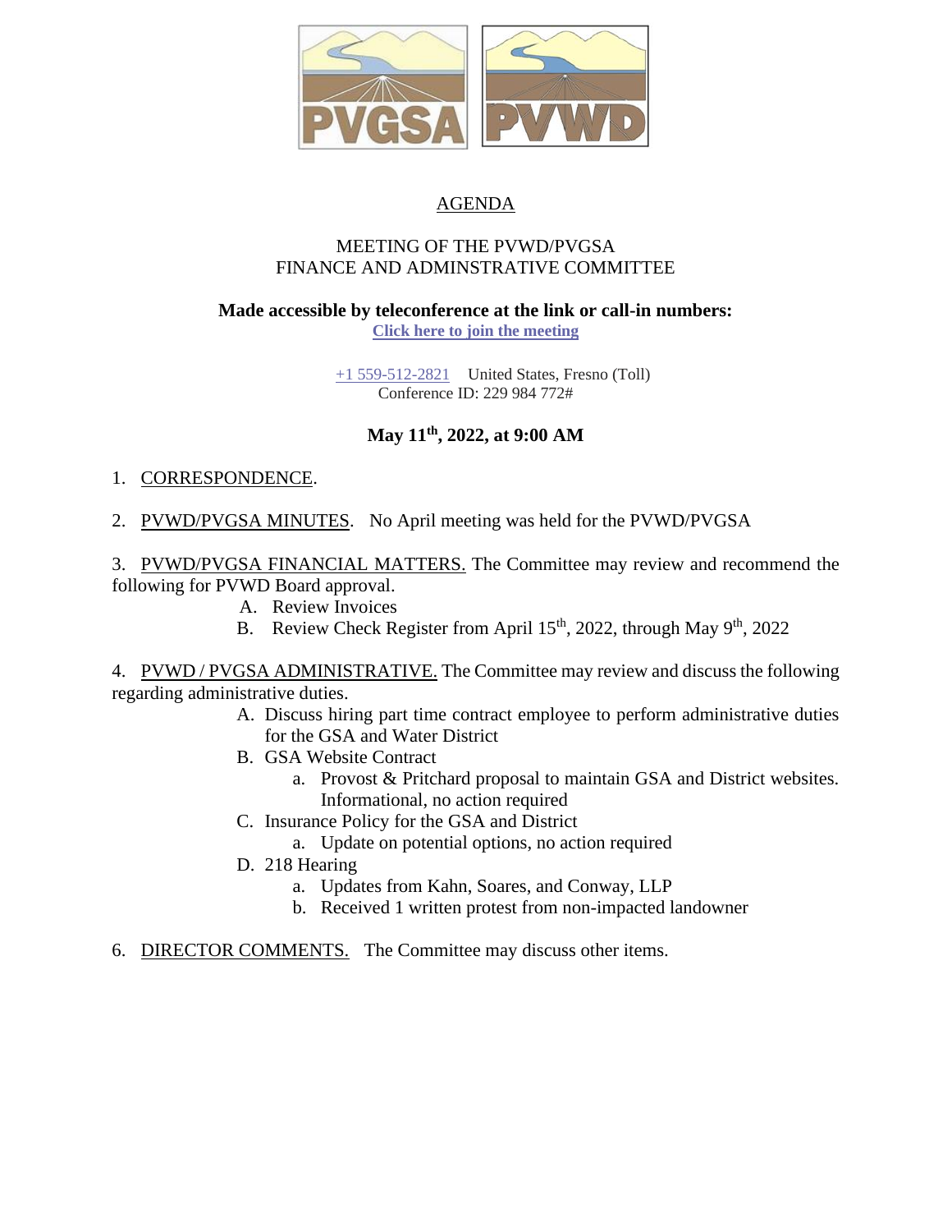# AGENDA

MEETING OF THE PVWD/PVGSA
FINANCE AND ADMINSTRATIVE COMMITTEE

**Made accessible by teleconference at the link or call-in numbers:**
**Click here to join the meeting**

+1 559-512-2821 United States, Fresno (Toll)
Conference ID: 229 984 772#

**May 11th, 2022, at 9:00 AM**

1. CORRESPONDENCE.

2. PVWD/PVGSA MINUTES. No April meeting was held for the PVWD/PVGSA

3. PVWD/PVGSA FINANCIAL MATTERS. The Committee may review and recommend the following for PVWD Board approval.
   - A. Review Invoices
   - B. Review Check Register from April 15th, 2022, through May 9th, 2022

4. PVWD / PVGSA ADMINISTRATIVE. The Committee may review and discuss the following regarding administrative duties.
   - A. Discuss hiring part time contract employee to perform administrative duties for the GSA and Water District
   - B. GSA Website Contract
     - a. Provost & Pritchard proposal to maintain GSA and District websites. Informational, no action required
   - C. Insurance Policy for the GSA and District
     - a. Update on potential options, no action required
   - D. 218 Hearing
     - a. Updates from Kahn, Soares, and Conway, LLP
     - b. Received 1 written protest from non-impacted landowner

6. DIRECTOR COMMENTS. The Committee may discuss other items.